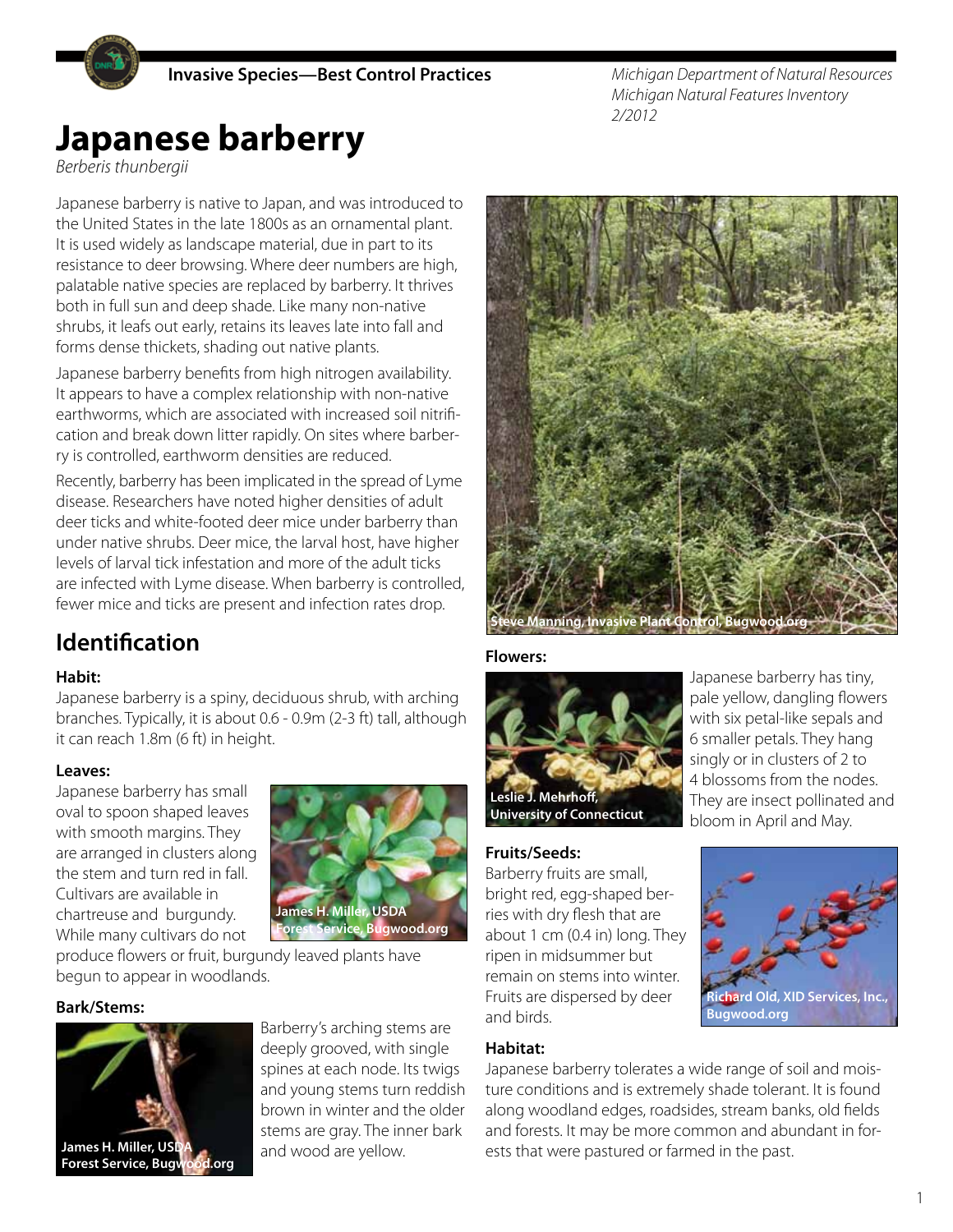**Invasive Species—Best Control Practices**

*Michigan Department of Natural Resources*
*Michigan Natural Features Inventory*
*2/2012*

# Japanese barberry

*Berberis thunbergii*

Japanese barberry is native to Japan, and was introduced to the United States in the late 1800s as an ornamental plant. It is used widely as landscape material, due in part to its resistance to deer browsing. Where deer numbers are high, palatable native species are replaced by barberry. It thrives both in full sun and deep shade. Like many non-native shrubs, it leafs out early, retains its leaves late into fall and forms dense thickets, shading out native plants.

Japanese barberry benefits from high nitrogen availability. It appears to have a complex relationship with non-native earthworms, which are associated with increased soil nitrification and break down litter rapidly. On sites where barberry is controlled, earthworm densities are reduced.

Recently, barberry has been implicated in the spread of Lyme disease. Researchers have noted higher densities of adult deer ticks and white-footed deer mice under barberry than under native shrubs. Deer mice, the larval host, have higher levels of larval tick infestation and more of the adult ticks are infected with Lyme disease. When barberry is controlled, fewer mice and ticks are present and infection rates drop.

Steve Manning, Invasive Plant Control, Bugwood.org

## Identification

### Habit:

Japanese barberry is a spiny, deciduous shrub, with arching branches. Typically, it is about 0.6 - 0.9m (2-3 ft) tall, although it can reach 1.8m (6 ft) in height.

### Leaves:

Japanese barberry has small oval to spoon shaped leaves with smooth margins. They are arranged in clusters along the stem and turn red in fall. Cultivars are available in chartreuse and burgundy. While many cultivars do not produce flowers or fruit, burgundy leaved plants have begun to appear in woodlands.

James H. Miller, USDA Forest Service, Bugwood.org

### Bark/Stems:

Barberry's arching stems are deeply grooved, with single spines at each node. Its twigs and young stems turn reddish brown in winter and the older stems are gray. The inner bark and wood are yellow.

James H. Miller, USDA Forest Service, Bugwood.org

### Flowers:

Japanese barberry has tiny, pale yellow, dangling flowers with six petal-like sepals and 6 smaller petals. They hang singly or in clusters of 2 to 4 blossoms from the nodes. They are insect pollinated and bloom in April and May.

Leslie J. Mehrhoff, University of Connecticut

### Fruits/Seeds:

Barberry fruits are small, bright red, egg-shaped berries with dry flesh that are about 1 cm (0.4 in) long. They ripen in midsummer but remain on stems into winter. Fruits are dispersed by deer and birds.

Richard Old, XID Services, Inc., Bugwood.org

### Habitat:

Japanese barberry tolerates a wide range of soil and moisture conditions and is extremely shade tolerant. It is found along woodland edges, roadsides, stream banks, old fields and forests. It may be more common and abundant in forests that were pastured or farmed in the past.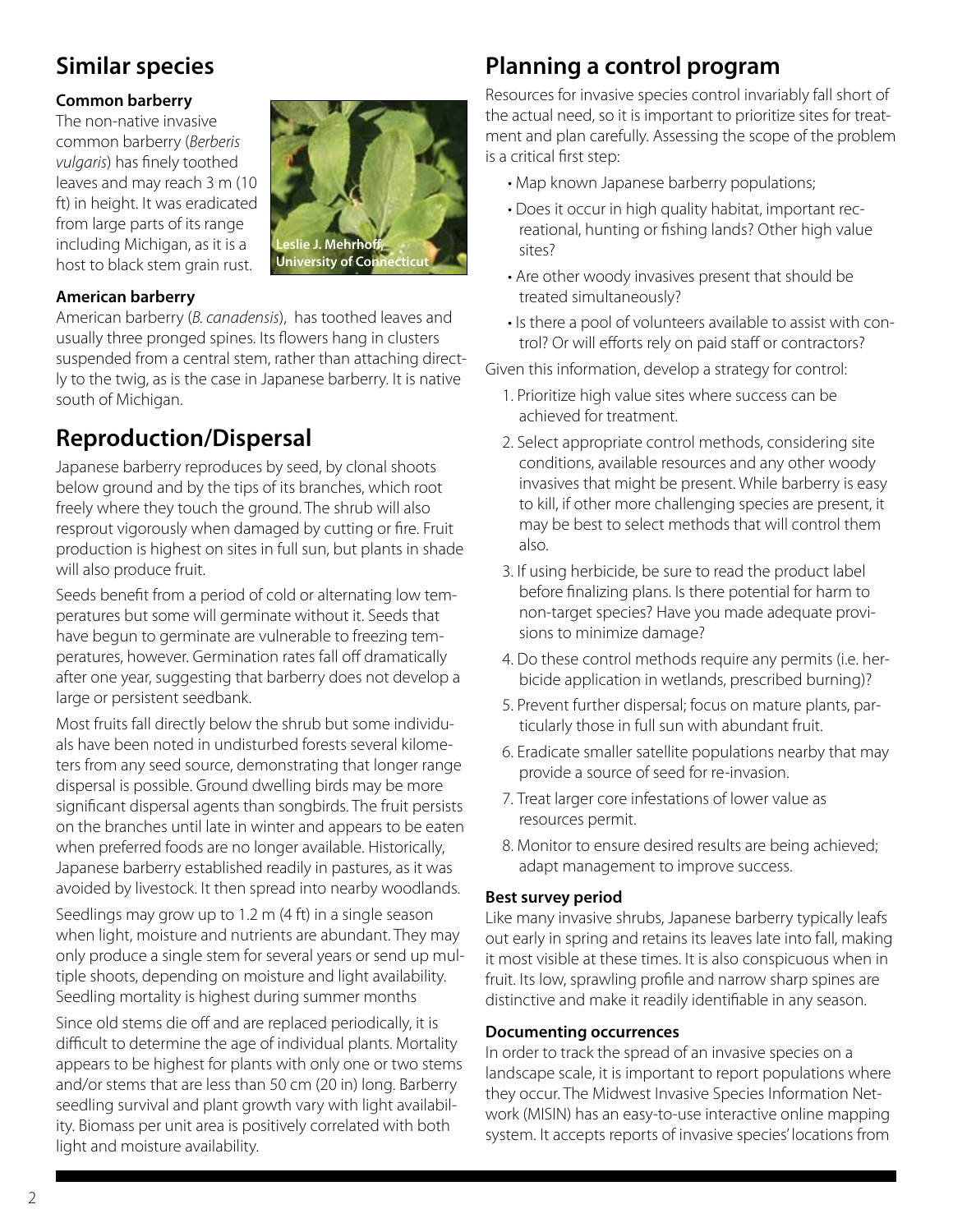## Similar species

**Common barberry**

The non-native invasive common barberry (*Berberis vulgaris*) has finely toothed leaves and may reach 3 m (10 ft) in height. It was eradicated from large parts of its range including Michigan, as it is a host to black stem grain rust.

Leslie J. Mehrhoff, University of Connecticut

**American barberry**

American barberry (*B. canadensis*), has toothed leaves and usually three pronged spines. Its flowers hang in clusters suspended from a central stem, rather than attaching directly to the twig, as is the case in Japanese barberry. It is native south of Michigan.

## Reproduction/Dispersal

Japanese barberry reproduces by seed, by clonal shoots below ground and by the tips of its branches, which root freely where they touch the ground. The shrub will also resprout vigorously when damaged by cutting or fire. Fruit production is highest on sites in full sun, but plants in shade will also produce fruit.

Seeds benefit from a period of cold or alternating low temperatures but some will germinate without it. Seeds that have begun to germinate are vulnerable to freezing temperatures, however. Germination rates fall off dramatically after one year, suggesting that barberry does not develop a large or persistent seedbank.

Most fruits fall directly below the shrub but some individuals have been noted in undisturbed forests several kilometers from any seed source, demonstrating that longer range dispersal is possible. Ground dwelling birds may be more significant dispersal agents than songbirds. The fruit persists on the branches until late in winter and appears to be eaten when preferred foods are no longer available. Historically, Japanese barberry established readily in pastures, as it was avoided by livestock. It then spread into nearby woodlands.

Seedlings may grow up to 1.2 m (4 ft) in a single season when light, moisture and nutrients are abundant. They may only produce a single stem for several years or send up multiple shoots, depending on moisture and light availability. Seedling mortality is highest during summer months

Since old stems die off and are replaced periodically, it is difficult to determine the age of individual plants. Mortality appears to be highest for plants with only one or two stems and/or stems that are less than 50 cm (20 in) long. Barberry seedling survival and plant growth vary with light availability. Biomass per unit area is positively correlated with both light and moisture availability.

## Planning a control program

Resources for invasive species control invariably fall short of the actual need, so it is important to prioritize sites for treatment and plan carefully. Assessing the scope of the problem is a critical first step:

- Map known Japanese barberry populations;
- Does it occur in high quality habitat, important recreational, hunting or fishing lands? Other high value sites?
- Are other woody invasives present that should be treated simultaneously?
- Is there a pool of volunteers available to assist with control? Or will efforts rely on paid staff or contractors?

Given this information, develop a strategy for control:

1. Prioritize high value sites where success can be achieved for treatment.
2. Select appropriate control methods, considering site conditions, available resources and any other woody invasives that might be present. While barberry is easy to kill, if other more challenging species are present, it may be best to select methods that will control them also.
3. If using herbicide, be sure to read the product label before finalizing plans. Is there potential for harm to non-target species? Have you made adequate provisions to minimize damage?
4. Do these control methods require any permits (i.e. herbicide application in wetlands, prescribed burning)?
5. Prevent further dispersal; focus on mature plants, particularly those in full sun with abundant fruit.
6. Eradicate smaller satellite populations nearby that may provide a source of seed for re-invasion.
7. Treat larger core infestations of lower value as resources permit.
8. Monitor to ensure desired results are being achieved; adapt management to improve success.

**Best survey period**

Like many invasive shrubs, Japanese barberry typically leafs out early in spring and retains its leaves late into fall, making it most visible at these times. It is also conspicuous when in fruit. Its low, sprawling profile and narrow sharp spines are distinctive and make it readily identifiable in any season.

**Documenting occurrences**

In order to track the spread of an invasive species on a landscape scale, it is important to report populations where they occur. The Midwest Invasive Species Information Network (MISIN) has an easy-to-use interactive online mapping system. It accepts reports of invasive species' locations from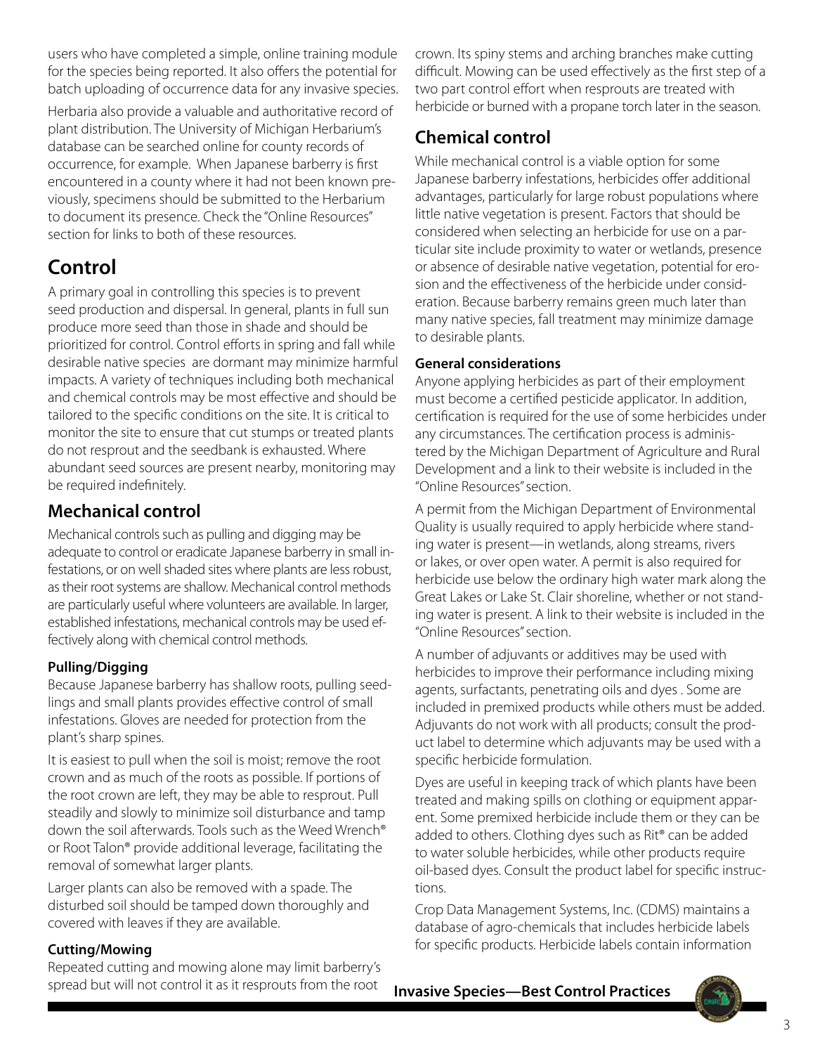users who have completed a simple, online training module for the species being reported. It also offers the potential for batch uploading of occurrence data for any invasive species.

Herbaria also provide a valuable and authoritative record of plant distribution. The University of Michigan Herbarium's database can be searched online for county records of occurrence, for example. When Japanese barberry is first encountered in a county where it had not been known previously, specimens should be submitted to the Herbarium to document its presence. Check the "Online Resources" section for links to both of these resources.

# Control

A primary goal in controlling this species is to prevent seed production and dispersal. In general, plants in full sun produce more seed than those in shade and should be prioritized for control. Control efforts in spring and fall while desirable native species are dormant may minimize harmful impacts. A variety of techniques including both mechanical and chemical controls may be most effective and should be tailored to the specific conditions on the site. It is critical to monitor the site to ensure that cut stumps or treated plants do not resprout and the seedbank is exhausted. Where abundant seed sources are present nearby, monitoring may be required indefinitely.

## Mechanical control

Mechanical controls such as pulling and digging may be adequate to control or eradicate Japanese barberry in small infestations, or on well shaded sites where plants are less robust, as their root systems are shallow. Mechanical control methods are particularly useful where volunteers are available. In larger, established infestations, mechanical controls may be used effectively along with chemical control methods.

### Pulling/Digging

Because Japanese barberry has shallow roots, pulling seedlings and small plants provides effective control of small infestations. Gloves are needed for protection from the plant's sharp spines.

It is easiest to pull when the soil is moist; remove the root crown and as much of the roots as possible. If portions of the root crown are left, they may be able to resprout. Pull steadily and slowly to minimize soil disturbance and tamp down the soil afterwards. Tools such as the Weed Wrench® or Root Talon® provide additional leverage, facilitating the removal of somewhat larger plants.

Larger plants can also be removed with a spade. The disturbed soil should be tamped down thoroughly and covered with leaves if they are available.

### Cutting/Mowing

Repeated cutting and mowing alone may limit barberry's spread but will not control it as it resprouts from the root crown. Its spiny stems and arching branches make cutting difficult. Mowing can be used effectively as the first step of a two part control effort when resprouts are treated with herbicide or burned with a propane torch later in the season.

## Chemical control

While mechanical control is a viable option for some Japanese barberry infestations, herbicides offer additional advantages, particularly for large robust populations where little native vegetation is present. Factors that should be considered when selecting an herbicide for use on a particular site include proximity to water or wetlands, presence or absence of desirable native vegetation, potential for erosion and the effectiveness of the herbicide under consideration. Because barberry remains green much later than many native species, fall treatment may minimize damage to desirable plants.

### General considerations

Anyone applying herbicides as part of their employment must become a certified pesticide applicator. In addition, certification is required for the use of some herbicides under any circumstances. The certification process is administered by the Michigan Department of Agriculture and Rural Development and a link to their website is included in the "Online Resources" section.

A permit from the Michigan Department of Environmental Quality is usually required to apply herbicide where standing water is present—in wetlands, along streams, rivers or lakes, or over open water. A permit is also required for herbicide use below the ordinary high water mark along the Great Lakes or Lake St. Clair shoreline, whether or not standing water is present. A link to their website is included in the "Online Resources" section.

A number of adjuvants or additives may be used with herbicides to improve their performance including mixing agents, surfactants, penetrating oils and dyes . Some are included in premixed products while others must be added. Adjuvants do not work with all products; consult the product label to determine which adjuvants may be used with a specific herbicide formulation.

Dyes are useful in keeping track of which plants have been treated and making spills on clothing or equipment apparent. Some premixed herbicide include them or they can be added to others. Clothing dyes such as Rit® can be added to water soluble herbicides, while other products require oil-based dyes. Consult the product label for specific instructions.

Crop Data Management Systems, Inc. (CDMS) maintains a database of agro-chemicals that includes herbicide labels for specific products. Herbicide labels contain information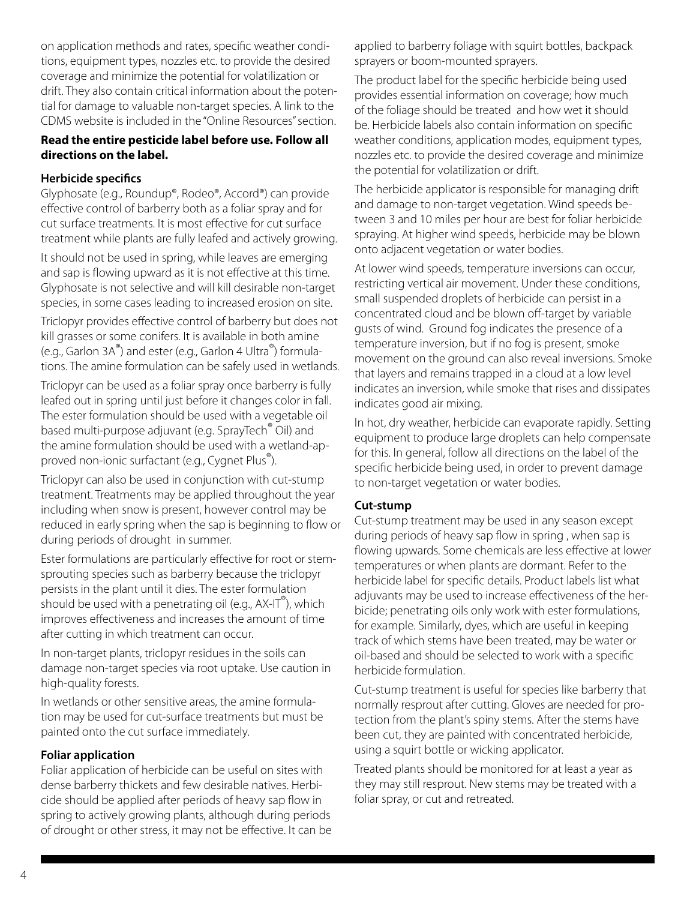on application methods and rates, specific weather conditions, equipment types, nozzles etc. to provide the desired coverage and minimize the potential for volatilization or drift. They also contain critical information about the potential for damage to valuable non-target species. A link to the CDMS website is included in the "Online Resources" section.

**Read the entire pesticide label before use. Follow all directions on the label.**

### Herbicide specifics

Glyphosate (e.g., Roundup®, Rodeo®, Accord®) can provide effective control of barberry both as a foliar spray and for cut surface treatments. It is most effective for cut surface treatment while plants are fully leafed and actively growing.

It should not be used in spring, while leaves are emerging and sap is flowing upward as it is not effective at this time. Glyphosate is not selective and will kill desirable non-target species, in some cases leading to increased erosion on site.

Triclopyr provides effective control of barberry but does not kill grasses or some conifers. It is available in both amine (e.g., Garlon 3A®) and ester (e.g., Garlon 4 Ultra®) formulations. The amine formulation can be safely used in wetlands.

Triclopyr can be used as a foliar spray once barberry is fully leafed out in spring until just before it changes color in fall. The ester formulation should be used with a vegetable oil based multi-purpose adjuvant (e.g. SprayTech® Oil) and the amine formulation should be used with a wetland-approved non-ionic surfactant (e.g., Cygnet Plus®).

Triclopyr can also be used in conjunction with cut-stump treatment. Treatments may be applied throughout the year including when snow is present, however control may be reduced in early spring when the sap is beginning to flow or during periods of drought in summer.

Ester formulations are particularly effective for root or stem-sprouting species such as barberry because the triclopyr persists in the plant until it dies. The ester formulation should be used with a penetrating oil (e.g., AX-IT®), which improves effectiveness and increases the amount of time after cutting in which treatment can occur.

In non-target plants, triclopyr residues in the soils can damage non-target species via root uptake. Use caution in high-quality forests.

In wetlands or other sensitive areas, the amine formulation may be used for cut-surface treatments but must be painted onto the cut surface immediately.

### Foliar application

Foliar application of herbicide can be useful on sites with dense barberry thickets and few desirable natives. Herbicide should be applied after periods of heavy sap flow in spring to actively growing plants, although during periods of drought or other stress, it may not be effective. It can be applied to barberry foliage with squirt bottles, backpack sprayers or boom-mounted sprayers.

The product label for the specific herbicide being used provides essential information on coverage; how much of the foliage should be treated and how wet it should be. Herbicide labels also contain information on specific weather conditions, application modes, equipment types, nozzles etc. to provide the desired coverage and minimize the potential for volatilization or drift.

The herbicide applicator is responsible for managing drift and damage to non-target vegetation. Wind speeds between 3 and 10 miles per hour are best for foliar herbicide spraying. At higher wind speeds, herbicide may be blown onto adjacent vegetation or water bodies.

At lower wind speeds, temperature inversions can occur, restricting vertical air movement. Under these conditions, small suspended droplets of herbicide can persist in a concentrated cloud and be blown off-target by variable gusts of wind. Ground fog indicates the presence of a temperature inversion, but if no fog is present, smoke movement on the ground can also reveal inversions. Smoke that layers and remains trapped in a cloud at a low level indicates an inversion, while smoke that rises and dissipates indicates good air mixing.

In hot, dry weather, herbicide can evaporate rapidly. Setting equipment to produce large droplets can help compensate for this. In general, follow all directions on the label of the specific herbicide being used, in order to prevent damage to non-target vegetation or water bodies.

### Cut-stump

Cut-stump treatment may be used in any season except during periods of heavy sap flow in spring , when sap is flowing upwards. Some chemicals are less effective at lower temperatures or when plants are dormant. Refer to the herbicide label for specific details. Product labels list what adjuvants may be used to increase effectiveness of the herbicide; penetrating oils only work with ester formulations, for example. Similarly, dyes, which are useful in keeping track of which stems have been treated, may be water or oil-based and should be selected to work with a specific herbicide formulation.

Cut-stump treatment is useful for species like barberry that normally resprout after cutting. Gloves are needed for protection from the plant's spiny stems. After the stems have been cut, they are painted with concentrated herbicide, using a squirt bottle or wicking applicator.

Treated plants should be monitored for at least a year as they may still resprout. New stems may be treated with a foliar spray, or cut and retreated.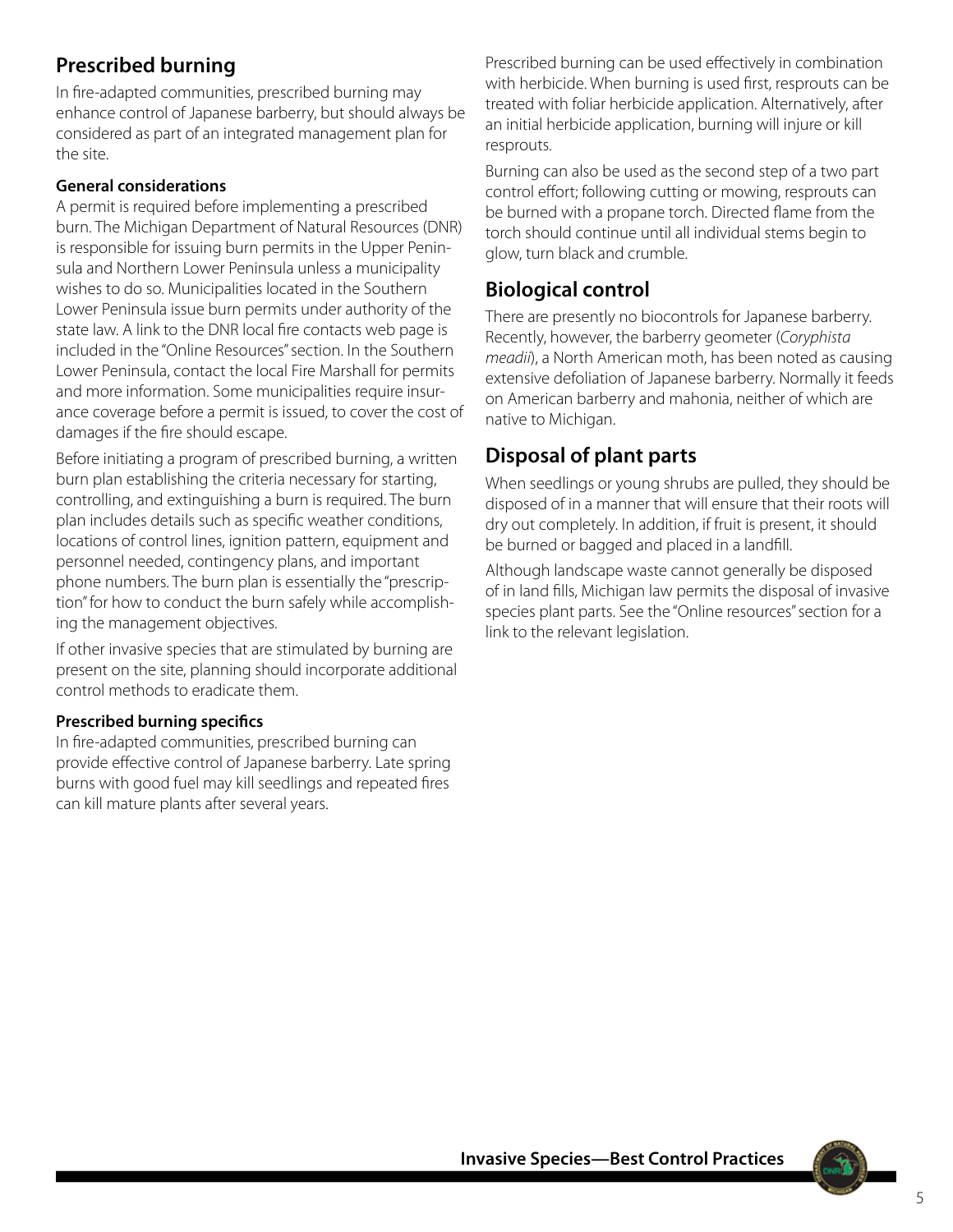## Prescribed burning

In fire-adapted communities, prescribed burning may enhance control of Japanese barberry, but should always be considered as part of an integrated management plan for the site.

### General considerations

A permit is required before implementing a prescribed burn. The Michigan Department of Natural Resources (DNR) is responsible for issuing burn permits in the Upper Peninsula and Northern Lower Peninsula unless a municipality wishes to do so. Municipalities located in the Southern Lower Peninsula issue burn permits under authority of the state law. A link to the DNR local fire contacts web page is included in the "Online Resources" section. In the Southern Lower Peninsula, contact the local Fire Marshall for permits and more information. Some municipalities require insurance coverage before a permit is issued, to cover the cost of damages if the fire should escape.

Before initiating a program of prescribed burning, a written burn plan establishing the criteria necessary for starting, controlling, and extinguishing a burn is required. The burn plan includes details such as specific weather conditions, locations of control lines, ignition pattern, equipment and personnel needed, contingency plans, and important phone numbers. The burn plan is essentially the "prescription" for how to conduct the burn safely while accomplishing the management objectives.

If other invasive species that are stimulated by burning are present on the site, planning should incorporate additional control methods to eradicate them.

### Prescribed burning specifics

In fire-adapted communities, prescribed burning can provide effective control of Japanese barberry. Late spring burns with good fuel may kill seedlings and repeated fires can kill mature plants after several years.

Prescribed burning can be used effectively in combination with herbicide. When burning is used first, resprouts can be treated with foliar herbicide application. Alternatively, after an initial herbicide application, burning will injure or kill resprouts.

Burning can also be used as the second step of a two part control effort; following cutting or mowing, resprouts can be burned with a propane torch. Directed flame from the torch should continue until all individual stems begin to glow, turn black and crumble.

## Biological control

There are presently no biocontrols for Japanese barberry. Recently, however, the barberry geometer (*Coryphista meadii*), a North American moth, has been noted as causing extensive defoliation of Japanese barberry. Normally it feeds on American barberry and mahonia, neither of which are native to Michigan.

## Disposal of plant parts

When seedlings or young shrubs are pulled, they should be disposed of in a manner that will ensure that their roots will dry out completely. In addition, if fruit is present, it should be burned or bagged and placed in a landfill.

Although landscape waste cannot generally be disposed of in land fills, Michigan law permits the disposal of invasive species plant parts. See the "Online resources" section for a link to the relevant legislation.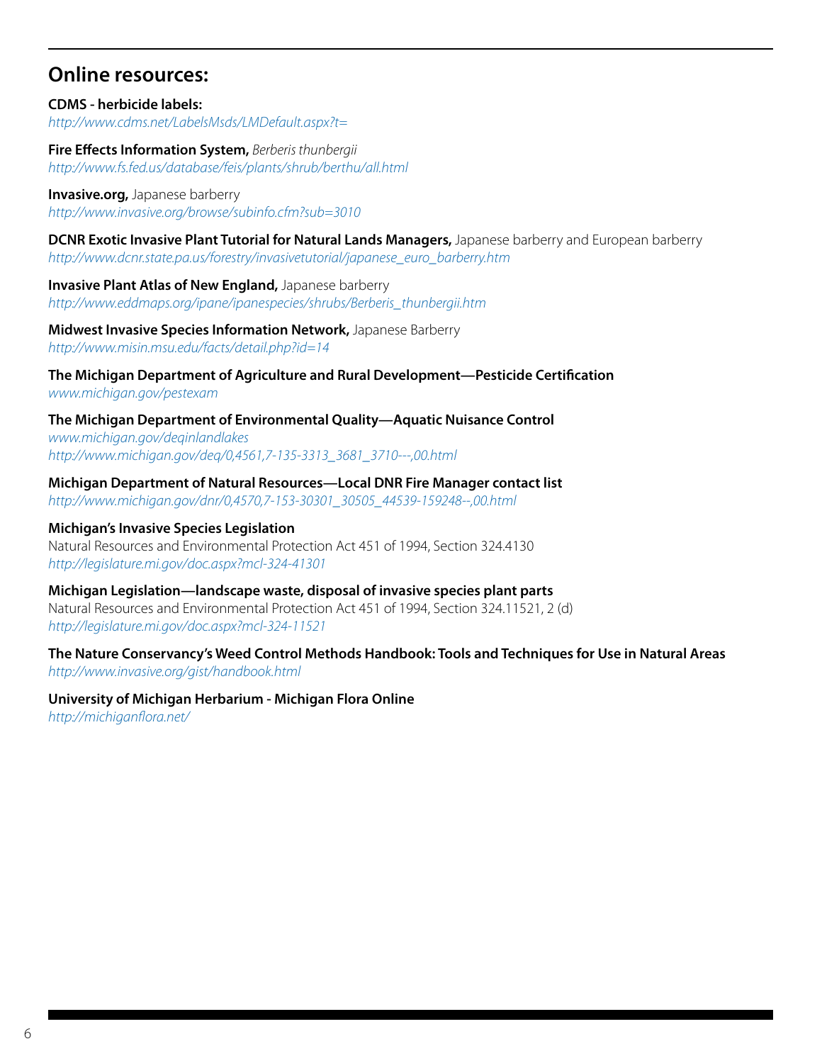## Online resources:

**CDMS - herbicide labels:**
*http://www.cdms.net/LabelsMsds/LMDefault.aspx?t=*

**Fire Effects Information System,** *Berberis thunbergii*
*http://www.fs.fed.us/database/feis/plants/shrub/berthu/all.html*

**Invasive.org,** Japanese barberry
*http://www.invasive.org/browse/subinfo.cfm?sub=3010*

**DCNR Exotic Invasive Plant Tutorial for Natural Lands Managers,** Japanese barberry and European barberry
*http://www.dcnr.state.pa.us/forestry/invasivetutorial/japanese_euro_barberry.htm*

**Invasive Plant Atlas of New England,** Japanese barberry
*http://www.eddmaps.org/ipane/ipanespecies/shrubs/Berberis_thunbergii.htm*

**Midwest Invasive Species Information Network,** Japanese Barberry
*http://www.misin.msu.edu/facts/detail.php?id=14*

**The Michigan Department of Agriculture and Rural Development—Pesticide Certification**
*www.michigan.gov/pestexam*

**The Michigan Department of Environmental Quality—Aquatic Nuisance Control**
*www.michigan.gov/deqinlandlakes*
*http://www.michigan.gov/deq/0,4561,7-135-3313_3681_3710---,00.html*

**Michigan Department of Natural Resources—Local DNR Fire Manager contact list**
*http://www.michigan.gov/dnr/0,4570,7-153-30301_30505_44539-159248--,00.html*

**Michigan's Invasive Species Legislation**
Natural Resources and Environmental Protection Act 451 of 1994, Section 324.4130
*http://legislature.mi.gov/doc.aspx?mcl-324-41301*

**Michigan Legislation—landscape waste, disposal of invasive species plant parts**
Natural Resources and Environmental Protection Act 451 of 1994, Section 324.11521, 2 (d)
*http://legislature.mi.gov/doc.aspx?mcl-324-11521*

**The Nature Conservancy's Weed Control Methods Handbook: Tools and Techniques for Use in Natural Areas**
*http://www.invasive.org/gist/handbook.html*

**University of Michigan Herbarium - Michigan Flora Online**
*http://michiganflora.net/*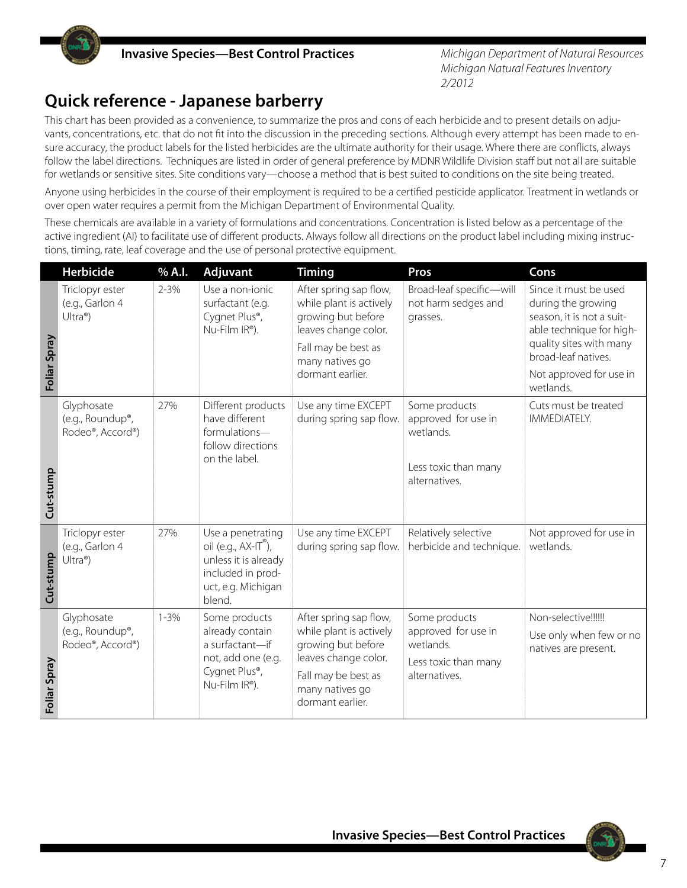## Quick reference - Japanese barberry

This chart has been provided as a convenience, to summarize the pros and cons of each herbicide and to present details on adjuvants, concentrations, etc. that do not fit into the discussion in the preceding sections. Although every attempt has been made to ensure accuracy, the product labels for the listed herbicides are the ultimate authority for their usage. Where there are conflicts, always follow the label directions. Techniques are listed in order of general preference by MDNR Wildlife Division staff but not all are suitable for wetlands or sensitive sites. Site conditions vary—choose a method that is best suited to conditions on the site being treated.

Anyone using herbicides in the course of their employment is required to be a certified pesticide applicator. Treatment in wetlands or over open water requires a permit from the Michigan Department of Environmental Quality.

These chemicals are available in a variety of formulations and concentrations. Concentration is listed below as a percentage of the active ingredient (AI) to facilitate use of different products. Always follow all directions on the product label including mixing instructions, timing, rate, leaf coverage and the use of personal protective equipment.

| | Herbicide | % A.I. | Adjuvant | Timing | Pros | Cons |
|---|---|---|---|---|---|---|
| Foliar Spray | Triclopyr ester (e.g., Garlon 4 Ultra®) | 2-3% | Use a non-ionic surfactant (e.g. Cygnet Plus®, Nu-Film IR®). | After spring sap flow, while plant is actively growing but before leaves change color. Fall may be best as many natives go dormant earlier. | Broad-leaf specific—will not harm sedges and grasses. | Since it must be used during the growing season, it is not a suitable technique for high-quality sites with many broad-leaf natives. Not approved for use in wetlands. |
| Cut-stump | Glyphosate (e.g., Roundup®, Rodeo®, Accord®) | 27% | Different products have different formulations—follow directions on the label. | Use any time EXCEPT during spring sap flow. | Some products approved for use in wetlands. Less toxic than many alternatives. | Cuts must be treated IMMEDIATELY. |
| Cut-stump | Triclopyr ester (e.g., Garlon 4 Ultra®) | 27% | Use a penetrating oil (e.g., AX-IT®), unless it is already included in product, e.g. Michigan blend. | Use any time EXCEPT during spring sap flow. | Relatively selective herbicide and technique. | Not approved for use in wetlands. |
| Foliar Spray | Glyphosate (e.g., Roundup®, Rodeo®, Accord®) | 1-3% | Some products already contain a surfactant—if not, add one (e.g. Cygnet Plus®, Nu-Film IR®). | After spring sap flow, while plant is actively growing but before leaves change color. Fall may be best as many natives go dormant earlier. | Some products approved for use in wetlands. Less toxic than many alternatives. | Non-selective!!!!!! Use only when few or no natives are present. |